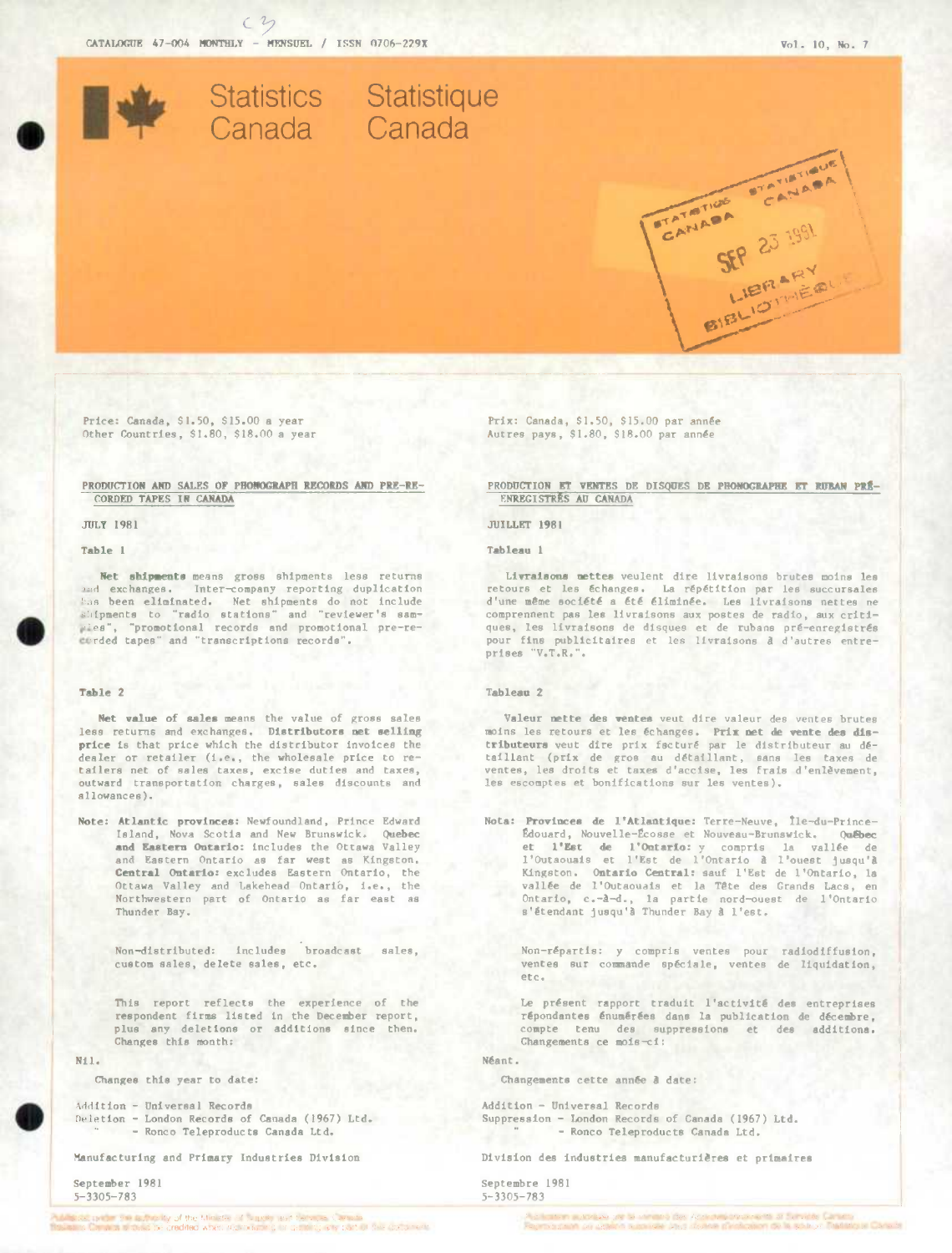CATALOGUE 47-004 MONTHLY - MENSUEL / ISSN 0706-229X

Vol. 10, No. 7

# Statistics Canada   Statistique Canada

Price: Canada, $1.50, $15.00 a year
Other Countries, $1.80, $18.00 a year

## PRODUCTION AND SALES OF PHONOGRAPH RECORDS AND PRE-RECORDED TAPES IN CANADA

JULY 1981

### Table 1

**Net shipments** means gross shipments less returns and exchanges. Inter-company reporting duplication has been eliminated. Net shipments do not include shipments to "radio stations" and "reviewer's samples", "promotional records and promotional pre-recorded tapes" and "transcriptions records".

### Table 2

**Net value of sales** means the value of gross sales less returns and exchanges. **Distributors net selling price** is that price which the distributor invoices the dealer or retailer (i.e., the wholesale price to retailers net of sales taxes, excise duties and taxes, outward transportation charges, sales discounts and allowances).

Note: **Atlantic provinces:** Newfoundland, Prince Edward Island, Nova Scotia and New Brunswick. **Quebec and Eastern Ontario:** includes the Ottawa Valley and Eastern Ontario as far west as Kingston. **Central Ontario:** excludes Eastern Ontario, the Ottawa Valley and Lakehead Ontario, i.e., the Northwestern part of Ontario as far east as Thunder Bay.

Non-distributed: includes broadcast sales, custom sales, delete sales, etc.

This report reflects the experience of the respondent firms listed in the December report, plus any deletions or additions since then. Changes this month:

Nil.

Changes this year to date:

Addition - Universal Records
Deletion - London Records of Canada (1967) Ltd.
" - Ronco Teleproducts Canada Ltd.

Manufacturing and Primary Industries Division

September 1981
5-3305-783

Prix: Canada, $1.50, $15.00 par année
Autres pays, $1.80, $18.00 par année

## PRODUCTION ET VENTES DE DISQUES DE PHONOGRAPHE ET RUBAN PRÉ-ENREGISTRÉS AU CANADA

JUILLET 1981

### Tableau 1

**Livraisons nettes** veulent dire livraisons brutes moins les retours et les échanges. La répétition par les succursales d'une même société a été éliminée. Les livraisons nettes ne comprennent pas les livraisons aux postes de radio, aux critiques, les livraisons de disques et de rubans pré-enregistrés pour fins publicitaires et les livraisons à d'autres entreprises "V.T.R.".

### Tableau 2

**Valeur nette des ventes** veut dire valeur des ventes brutes moins les retours et les échanges. **Prix net de vente des distributeurs** veut dire prix facturé par le distributeur au détaillant (prix de gros au détaillant, sans les taxes de ventes, les droits et taxes d'accise, les frais d'enlèvement, les escomptes et bonifications sur les ventes).

Nota: **Provinces de l'Atlantique:** Terre-Neuve, Île-du-Prince-Édouard, Nouvelle-Écosse et Nouveau-Brunswick. **Québec et l'Est de l'Ontario:** y compris la vallée de l'Outaouais et l'Est de l'Ontario à l'ouest jusqu'à Kingston. **Ontario Central:** sauf l'Est de l'Ontario, la vallée de l'Outaouais et la Tête des Grands Lacs, en Ontario, c.-à-d., la partie nord-ouest de l'Ontario s'étendant jusqu'à Thunder Bay à l'est.

Non-répartis: y compris ventes pour radiodiffusion, ventes sur commande spéciale, ventes de liquidation, etc.

Le présent rapport traduit l'activité des entreprises répondantes énumérées dans la publication de décembre, compte tenu des suppressions et des additions. Changements ce mois-ci:

Néant.

Changements cette année à date:

Addition - Universal Records
Suppression - London Records of Canada (1967) Ltd.
" - Ronco Teleproducts Canada Ltd.

Division des industries manufacturières et primaires

Septembre 1981
5-3305-783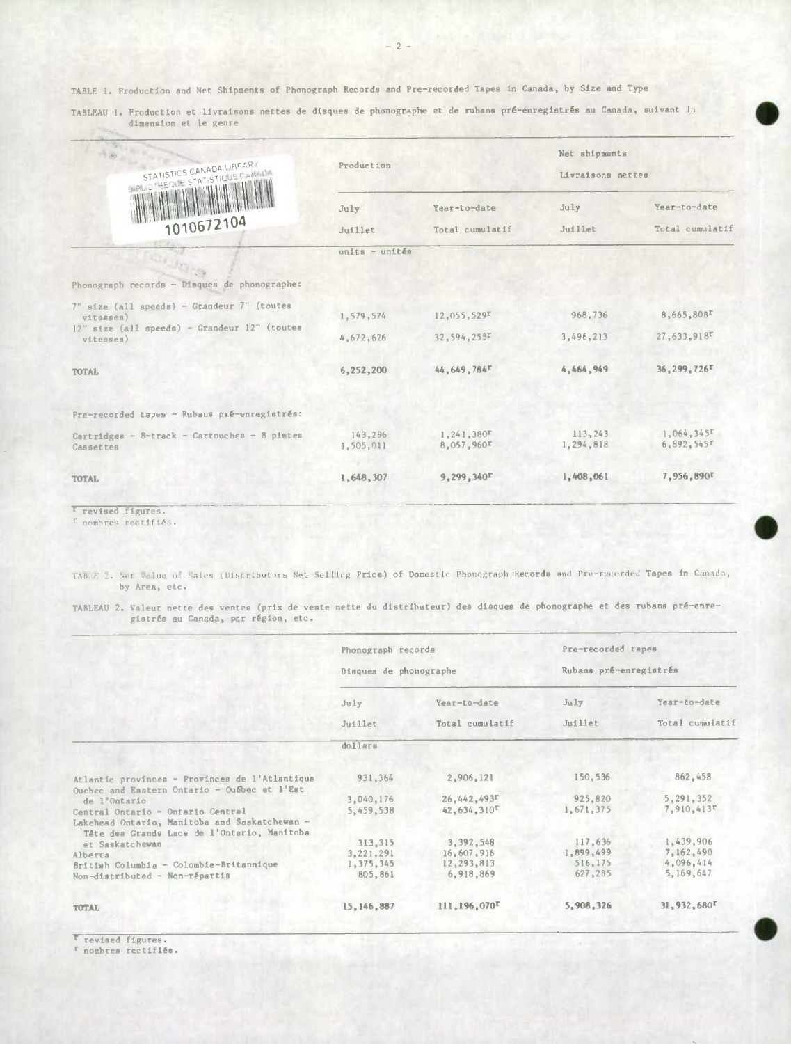TABLE 1. Production and Net Shipments of Phonograph Records and Pre-recorded Tapes in Canada, by Size and Type

TABLEAU 1. Production et livraisons nettes de disques de phonographe et de rubans pré-enregistrés au Canada, suivant la dimension et le genre

| | Production | | Net shipments<br>Livraisons nettes | |
|---|---|---|---|---|
| | July<br>Juillet | Year-to-date<br>Total cumulatif | July<br>Juillet | Year-to-date<br>Total cumulatif |
| | units - unités | | | |
| Phonograph records - Disques de phonographe: | | | | |
| 7" size (all speeds) - Grandeur 7" (toutes vitesses) | 1,579,574 | 12,055,529[r] | 968,736 | 8,665,808[r] |
| 12" size (all speeds) - Grandeur 12" (toutes vitesses) | 4,672,626 | 32,594,255[r] | 3,496,213 | 27,633,918[r] |
| **TOTAL** | **6,252,200** | **44,649,784[r]** | **4,464,949** | **36,299,726[r]** |
| Pre-recorded tapes - Rubans pré-enregistrés: | | | | |
| Cartridges - 8-track - Cartouches - 8 pistes | 143,296 | 1,241,380[r] | 113,243 | 1,064,345[r] |
| Cassettes | 1,505,011 | 8,057,960[r] | 1,294,818 | 6,892,545[r] |
| **TOTAL** | **1,648,307** | **9,299,340[r]** | **1,408,061** | **7,956,890[r]** |

[r] revised figures.
[r] nombres rectifiés.

TABLE 2. Net Value of Sales (Distributors Net Selling Price) of Domestic Phonograph Records and Pre-recorded Tapes in Canada, by Area, etc.

TABLEAU 2. Valeur nette des ventes (prix de vente nette du distributeur) des disques de phonographe et des rubans pré-enregistrés au Canada, par région, etc.

| | Phonograph records<br>Disques de phonographe | | Pre-recorded tapes<br>Rubans pré-enregistrés | |
|---|---|---|---|---|
| | July<br>Juillet | Year-to-date<br>Total cumulatif | July<br>Juillet | Year-to-date<br>Total cumulatif |
| | dollars | | | |
| Atlantic provinces - Provinces de l'Atlantique | 931,364 | 2,906,121 | 150,536 | 862,458 |
| Quebec and Eastern Ontario - Québec et l'Est de l'Ontario | 3,040,176 | 26,442,493[r] | 925,820 | 5,291,352 |
| Central Ontario - Ontario Central | 5,459,538 | 42,634,310[r] | 1,671,375 | 7,910,413[r] |
| Lakehead Ontario, Manitoba and Saskatchewan - Tête des Grands Lacs de l'Ontario, Manitoba et Saskatchewan | 313,315 | 3,392,548 | 117,636 | 1,439,906 |
| Alberta | 3,221,291 | 16,607,916 | 1,899,499 | 7,162,490 |
| British Columbia - Colombie-Britannique | 1,375,345 | 12,293,813 | 516,175 | 4,096,414 |
| Non-distributed - Non-répartis | 805,861 | 6,918,869 | 627,285 | 5,169,647 |
| **TOTAL** | **15,146,887** | **111,196,070[r]** | **5,908,326** | **31,932,680[r]** |

[r] revised figures.
[r] nombres rectifiés.